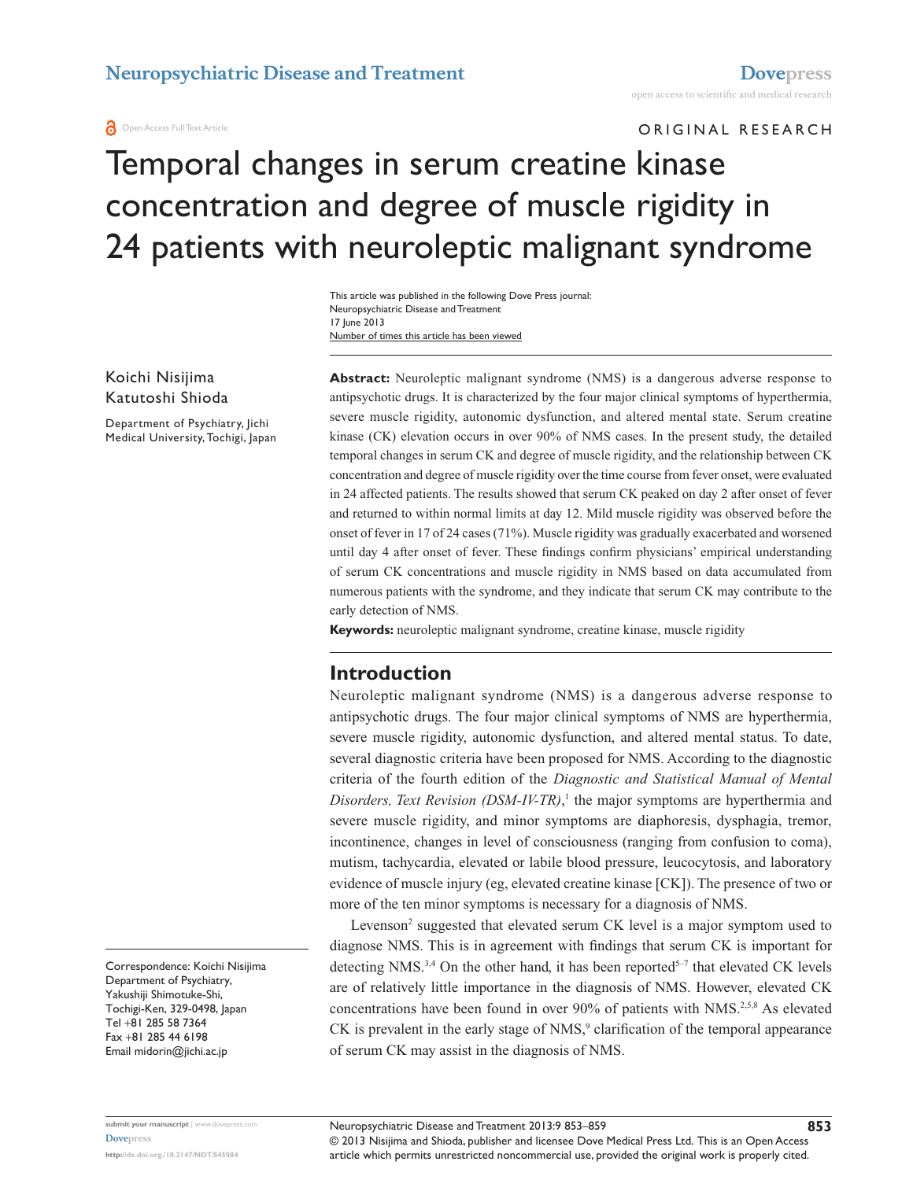# Temporal changes in serum creatine kinase concentration and degree of muscle rigidity in 24 patients with neuroleptic malignant syndrome

Koichi Nisijima
Katutoshi Shioda

Department of Psychiatry, Jichi Medical University, Tochigi, Japan

Correspondence: Koichi Nisijima
Department of Psychiatry,
Yakushiji Shimotuke-Shi,
Tochigi-Ken, 329-0498, Japan
Tel +81 285 58 7364
Fax +81 285 44 6198
Email midorin@jichi.ac.jp

**Abstract:** Neuroleptic malignant syndrome (NMS) is a dangerous adverse response to antipsychotic drugs. It is characterized by the four major clinical symptoms of hyperthermia, severe muscle rigidity, autonomic dysfunction, and altered mental state. Serum creatine kinase (CK) elevation occurs in over 90% of NMS cases. In the present study, the detailed temporal changes in serum CK and degree of muscle rigidity, and the relationship between CK concentration and degree of muscle rigidity over the time course from fever onset, were evaluated in 24 affected patients. The results showed that serum CK peaked on day 2 after onset of fever and returned to within normal limits at day 12. Mild muscle rigidity was observed before the onset of fever in 17 of 24 cases (71%). Muscle rigidity was gradually exacerbated and worsened until day 4 after onset of fever. These findings confirm physicians' empirical understanding of serum CK concentrations and muscle rigidity in NMS based on data accumulated from numerous patients with the syndrome, and they indicate that serum CK may contribute to the early detection of NMS.

**Keywords:** neuroleptic malignant syndrome, creatine kinase, muscle rigidity

## Introduction

Neuroleptic malignant syndrome (NMS) is a dangerous adverse response to antipsychotic drugs. The four major clinical symptoms of NMS are hyperthermia, severe muscle rigidity, autonomic dysfunction, and altered mental status. To date, several diagnostic criteria have been proposed for NMS. According to the diagnostic criteria of the fourth edition of the *Diagnostic and Statistical Manual of Mental Disorders, Text Revision (DSM-IV-TR)*,[1] the major symptoms are hyperthermia and severe muscle rigidity, and minor symptoms are diaphoresis, dysphagia, tremor, incontinence, changes in level of consciousness (ranging from confusion to coma), mutism, tachycardia, elevated or labile blood pressure, leucocytosis, and laboratory evidence of muscle injury (eg, elevated creatine kinase [CK]). The presence of two or more of the ten minor symptoms is necessary for a diagnosis of NMS.

Levenson[2] suggested that elevated serum CK level is a major symptom used to diagnose NMS. This is in agreement with findings that serum CK is important for detecting NMS.[3,4] On the other hand, it has been reported[5–7] that elevated CK levels are of relatively little importance in the diagnosis of NMS. However, elevated CK concentrations have been found in over 90% of patients with NMS.[2,5,8] As elevated CK is prevalent in the early stage of NMS,[9] clarification of the temporal appearance of serum CK may assist in the diagnosis of NMS.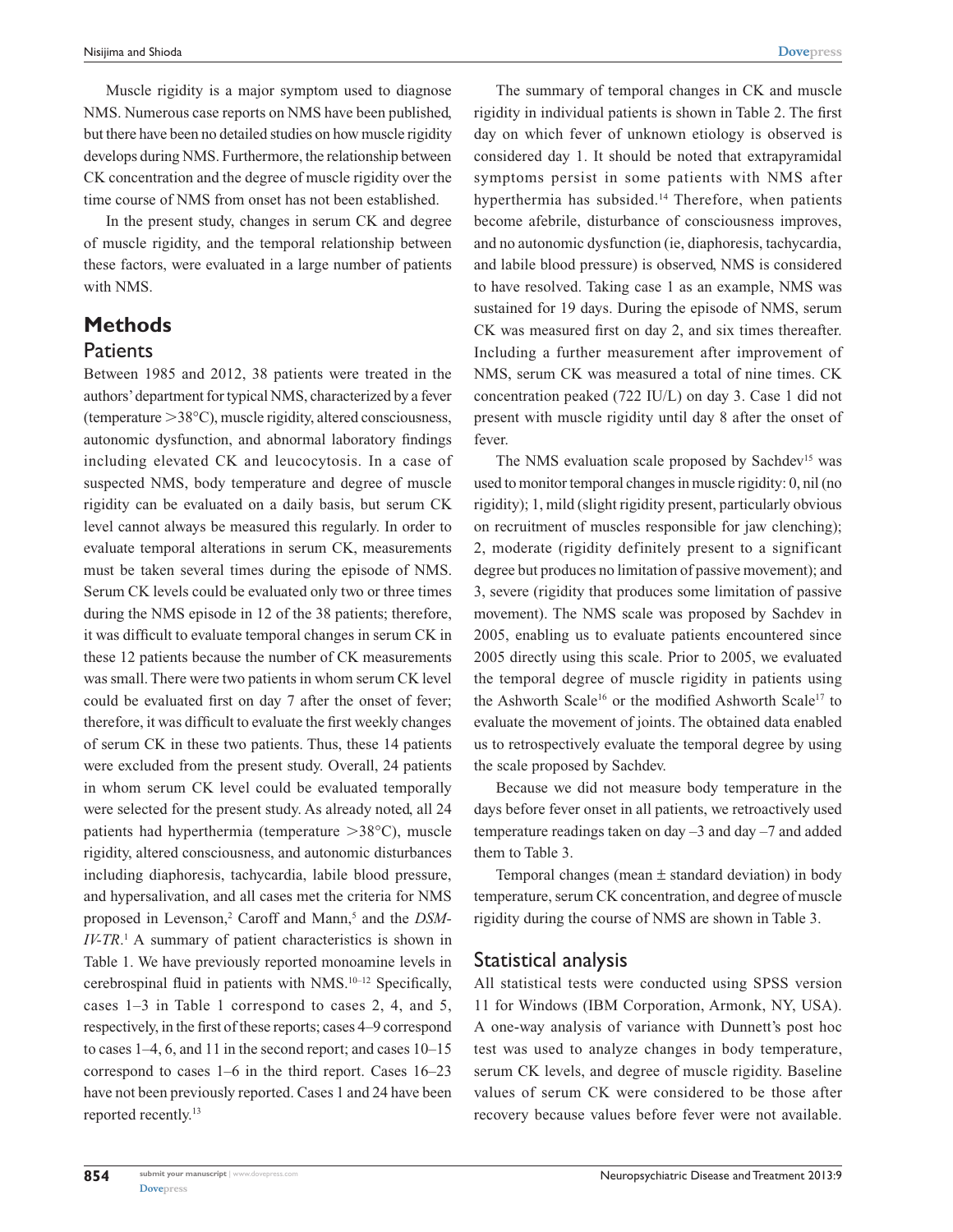Muscle rigidity is a major symptom used to diagnose NMS. Numerous case reports on NMS have been published, but there have been no detailed studies on how muscle rigidity develops during NMS. Furthermore, the relationship between CK concentration and the degree of muscle rigidity over the time course of NMS from onset has not been established.

In the present study, changes in serum CK and degree of muscle rigidity, and the temporal relationship between these factors, were evaluated in a large number of patients with NMS.

# Methods

## Patients

Between 1985 and 2012, 38 patients were treated in the authors' department for typical NMS, characterized by a fever (temperature >38°C), muscle rigidity, altered consciousness, autonomic dysfunction, and abnormal laboratory findings including elevated CK and leucocytosis. In a case of suspected NMS, body temperature and degree of muscle rigidity can be evaluated on a daily basis, but serum CK level cannot always be measured this regularly. In order to evaluate temporal alterations in serum CK, measurements must be taken several times during the episode of NMS. Serum CK levels could be evaluated only two or three times during the NMS episode in 12 of the 38 patients; therefore, it was difficult to evaluate temporal changes in serum CK in these 12 patients because the number of CK measurements was small. There were two patients in whom serum CK level could be evaluated first on day 7 after the onset of fever; therefore, it was difficult to evaluate the first weekly changes of serum CK in these two patients. Thus, these 14 patients were excluded from the present study. Overall, 24 patients in whom serum CK level could be evaluated temporally were selected for the present study. As already noted, all 24 patients had hyperthermia (temperature >38°C), muscle rigidity, altered consciousness, and autonomic disturbances including diaphoresis, tachycardia, labile blood pressure, and hypersalivation, and all cases met the criteria for NMS proposed in Levenson,[2] Caroff and Mann,[5] and the *DSM-IV-TR*.[1] A summary of patient characteristics is shown in Table 1. We have previously reported monoamine levels in cerebrospinal fluid in patients with NMS.[10–12] Specifically, cases 1–3 in Table 1 correspond to cases 2, 4, and 5, respectively, in the first of these reports; cases 4–9 correspond to cases 1–4, 6, and 11 in the second report; and cases 10–15 correspond to cases 1–6 in the third report. Cases 16–23 have not been previously reported. Cases 1 and 24 have been reported recently.[13]

The summary of temporal changes in CK and muscle rigidity in individual patients is shown in Table 2. The first day on which fever of unknown etiology is observed is considered day 1. It should be noted that extrapyramidal symptoms persist in some patients with NMS after hyperthermia has subsided.[14] Therefore, when patients become afebrile, disturbance of consciousness improves, and no autonomic dysfunction (ie, diaphoresis, tachycardia, and labile blood pressure) is observed, NMS is considered to have resolved. Taking case 1 as an example, NMS was sustained for 19 days. During the episode of NMS, serum CK was measured first on day 2, and six times thereafter. Including a further measurement after improvement of NMS, serum CK was measured a total of nine times. CK concentration peaked (722 IU/L) on day 3. Case 1 did not present with muscle rigidity until day 8 after the onset of fever.

The NMS evaluation scale proposed by Sachdev[15] was used to monitor temporal changes in muscle rigidity: 0, nil (no rigidity); 1, mild (slight rigidity present, particularly obvious on recruitment of muscles responsible for jaw clenching); 2, moderate (rigidity definitely present to a significant degree but produces no limitation of passive movement); and 3, severe (rigidity that produces some limitation of passive movement). The NMS scale was proposed by Sachdev in 2005, enabling us to evaluate patients encountered since 2005 directly using this scale. Prior to 2005, we evaluated the temporal degree of muscle rigidity in patients using the Ashworth Scale[16] or the modified Ashworth Scale[17] to evaluate the movement of joints. The obtained data enabled us to retrospectively evaluate the temporal degree by using the scale proposed by Sachdev.

Because we did not measure body temperature in the days before fever onset in all patients, we retroactively used temperature readings taken on day –3 and day –7 and added them to Table 3.

Temporal changes (mean ± standard deviation) in body temperature, serum CK concentration, and degree of muscle rigidity during the course of NMS are shown in Table 3.

## Statistical analysis

All statistical tests were conducted using SPSS version 11 for Windows (IBM Corporation, Armonk, NY, USA). A one-way analysis of variance with Dunnett's post hoc test was used to analyze changes in body temperature, serum CK levels, and degree of muscle rigidity. Baseline values of serum CK were considered to be those after recovery because values before fever were not available.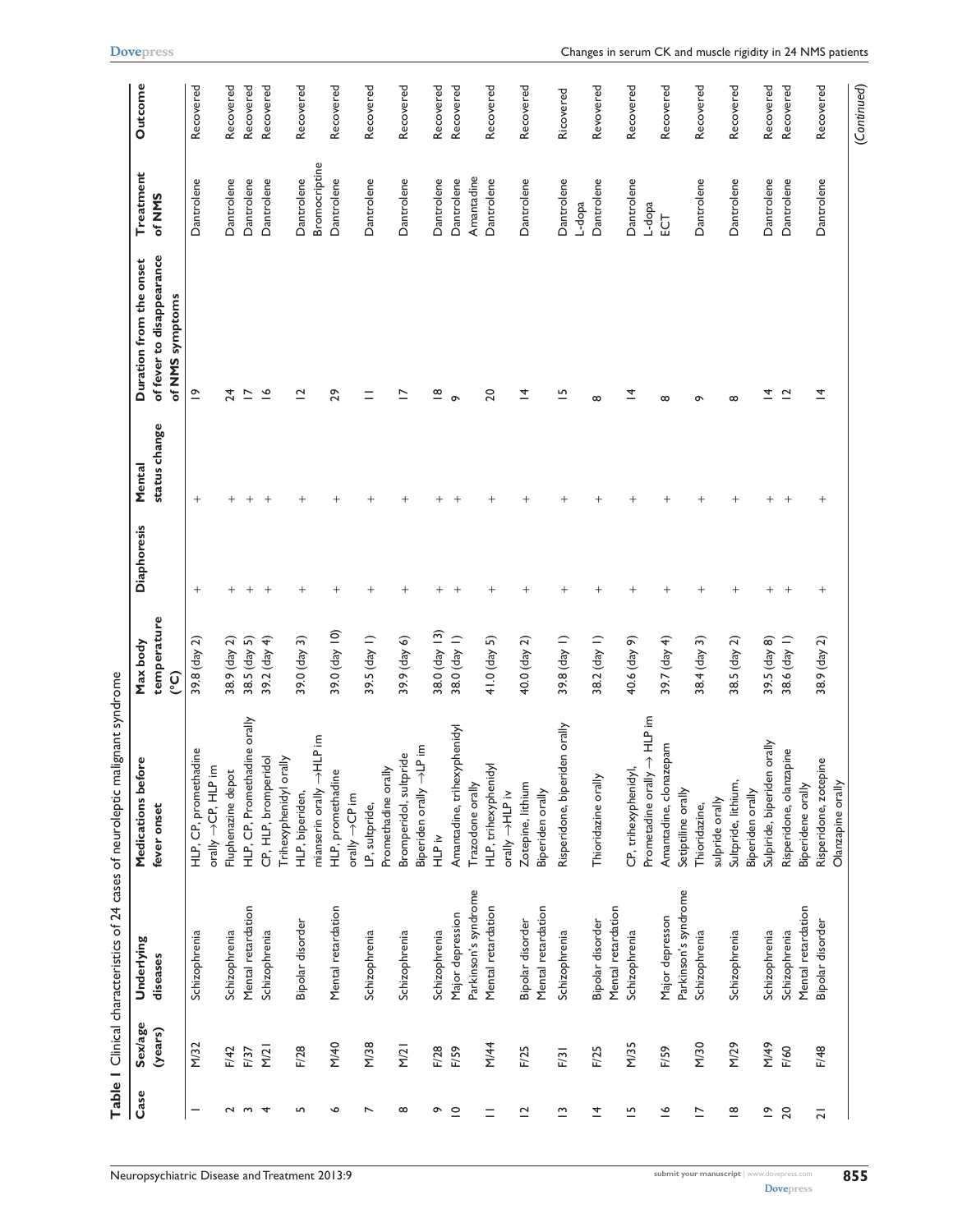**Table 1** Clinical characteristics of 24 cases of neuroleptic malignant syndrome

| Case | Sex/age (years) | Underlying diseases | Medications before fever onset | Max body temperature (°C) | Diaphoresis | Mental status change | Duration from the onset of fever to disappearance of NMS symptoms | Treatment of NMS | Outcome |
|---|---|---|---|---|---|---|---|---|---|
| 1 | M/32 | Schizophrenia | HLP, CP, promethadine orally →CP, HLP im | 39.8 (day 2) | + | + | 19 | Dantrolene | Recovered |
| 2 | F/42 | Schizophrenia | Fluphenazine depot | 38.9 (day 2) | + | + | 24 | Dantrolene | Recovered |
| 3 | F/37 | Mental retardation | HLP, CP, Promethadine orally | 38.5 (day 5) | + | + | 17 | Dantrolene | Recovered |
| 4 | M/21 | Schizophrenia | CP, HLP, bromperidol Trihexyphenidyl orally | 39.2 (day 4) | + | + | 16 | Dantrolene | Recovered |
| 5 | F/28 | Bipolar disorder | HLP, biperiden, mianserin orally →HLP im | 39.0 (day 3) | + | + | 12 | Dantrolene Bromocriptine | Recovered |
| 6 | M/40 | Mental retardation | HLP, promethadine orally →CP im | 39.0 (day 10) | + | + | 29 | Dantrolene | Recovered |
| 7 | M/38 | Schizophrenia | LP, sultpride, Promethadine orally | 39.5 (day 1) | + | + | 11 | Dantrolene | Recovered |
| 8 | M/21 | Schizophrenia | Bromperidol, sultpride Biperiden orally →LP im | 39.9 (day 6) | + | + | 17 | Dantrolene | Recovered |
| 9 | F/28 | Schizophrenia | HLP iv | 38.0 (day 13) | + | + | 18 | Dantrolene | Recovered |
| 10 | F/59 | Major depression Parkinson's syndrome | Amantadine, trihexyphenidyl Trazodone orally | 38.0 (day 1) | + | + | 9 | Dantrolene Amantadine | Recovered |
| 11 | M/44 | Mental retardation | HLP, trihexyphenidyl orally →HLP iv | 41.0 (day 5) | + | + | 20 | Dantrolene | Recovered |
| 12 | F/25 | Bipolar disorder Mental retardation | Zotepine, lithium Biperiden orally | 40.0 (day 2) | + | + | 14 | Dantrolene | Recovered |
| 13 | F/31 | Schizophrenia | Risperidone, biperiden orally | 39.8 (day 1) | + | + | 15 | Dantrolene L-dopa | Ricovered |
| 14 | F/25 | Bipolar disorder Mental retardation | Thioridazine orally | 38.2 (day 1) | + | + | 8 | Dantrolene | Revovered |
| 15 | M/35 | Schizophrenia | CP, trihexyphenidyl, Prometadine orally → HLP im | 40.6 (day 9) | + | + | 14 | Dantrolene L-dopa | Recovered |
| 16 | F/59 | Major depresson Parkinson's syndrome | Amantadine, clonazepam Setiptiline orally | 39.7 (day 4) | + | + | 8 | ECT | Recovered |
| 17 | M/30 | Schizophrenia | Thioridazine, sulpride orally | 38.4 (day 3) | + | + | 9 | Dantrolene | Recovered |
| 18 | M/29 | Schizophrenia | Sultpride, lithium, Biperiden orally | 38.5 (day 2) | + | + | 8 | Dantrolene | Recovered |
| 19 | M/49 | Schizophrenia | Sulpiride, biperiden orally | 39.5 (day 8) | + | + | 14 | Dantrolene | Recovered |
| 20 | F/60 | Schizophrenia Mental retardation | Risperidone, olanzapine Biperidene orally | 38.6 (day 1) | + | + | 12 | Dantrolene | Recovered |
| 21 | F/48 | Bipolar disorder | Risperidone, zotepine Olanzapine orally | 38.9 (day 2) | + | + | 14 | Dantrolene | Recovered |

(*Continued*)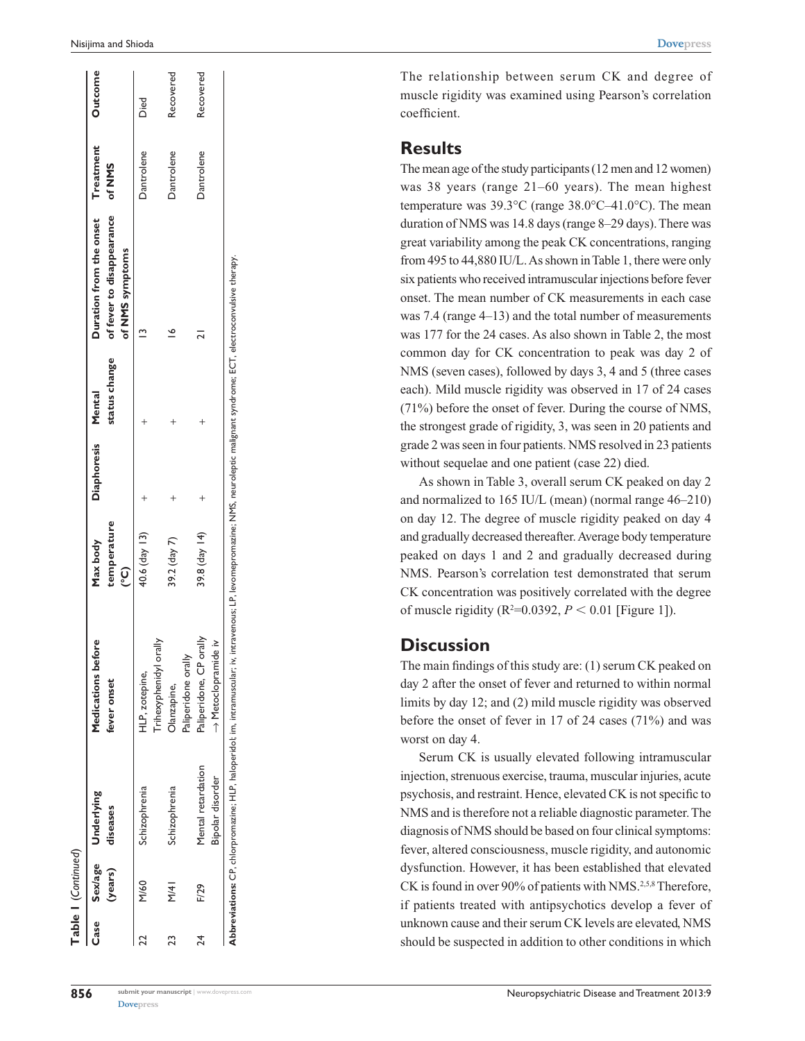**Table 1** (*Continued*)

| Case | Sex/age (years) | Underlying diseases | Medications before fever onset | Max body temperature (°C) | Diaphoresis | Mental status change | Duration from the onset of fever to disappearance of NMS symptoms | Treatment of NMS | Outcome |
|---|---|---|---|---|---|---|---|---|---|
| 22 | M/60 | Schizophrenia | HLP, zotepine, Trihexyphenidyl orally | 40.6 (day 13) | + | + | 13 | Dantrolene | Died |
| 23 | M/41 | Schizophrenia | Olanzapine, Paliperidone orally | 39.2 (day 7) | + | + | 16 | Dantrolene | Recovered |
| 24 | F/29 | Mental retardation Bipolar disorder | Paliperidone, CP orally → Metoclopramide iv | 39.8 (day 14) | + | + | 21 | Dantrolene | Recovered |

**Abbreviations:** CP, chlorpromazine; HLP, haloperidol; im, intramuscular; iv, intravenous; LP, levomepromazine; NMS, neuroleptic malignant syndrome; ECT, electroconvulsive therapy.

The relationship between serum CK and degree of muscle rigidity was examined using Pearson's correlation coefficient.

## Results

The mean age of the study participants (12 men and 12 women) was 38 years (range 21–60 years). The mean highest temperature was 39.3°C (range 38.0°C–41.0°C). The mean duration of NMS was 14.8 days (range 8–29 days). There was great variability among the peak CK concentrations, ranging from 495 to 44,880 IU/L. As shown in Table 1, there were only six patients who received intramuscular injections before fever onset. The mean number of CK measurements in each case was 7.4 (range 4–13) and the total number of measurements was 177 for the 24 cases. As also shown in Table 2, the most common day for CK concentration to peak was day 2 of NMS (seven cases), followed by days 3, 4 and 5 (three cases each). Mild muscle rigidity was observed in 17 of 24 cases (71%) before the onset of fever. During the course of NMS, the strongest grade of rigidity, 3, was seen in 20 patients and grade 2 was seen in four patients. NMS resolved in 23 patients without sequelae and one patient (case 22) died.

As shown in Table 3, overall serum CK peaked on day 2 and normalized to 165 IU/L (mean) (normal range 46–210) on day 12. The degree of muscle rigidity peaked on day 4 and gradually decreased thereafter. Average body temperature peaked on days 1 and 2 and gradually decreased during NMS. Pearson's correlation test demonstrated that serum CK concentration was positively correlated with the degree of muscle rigidity ($R^2$=0.0392, $P < 0.01$ [Figure 1]).

## Discussion

The main findings of this study are: (1) serum CK peaked on day 2 after the onset of fever and returned to within normal limits by day 12; and (2) mild muscle rigidity was observed before the onset of fever in 17 of 24 cases (71%) and was worst on day 4.

Serum CK is usually elevated following intramuscular injection, strenuous exercise, trauma, muscular injuries, acute psychosis, and restraint. Hence, elevated CK is not specific to NMS and is therefore not a reliable diagnostic parameter. The diagnosis of NMS should be based on four clinical symptoms: fever, altered consciousness, muscle rigidity, and autonomic dysfunction. However, it has been established that elevated CK is found in over 90% of patients with NMS.[2,5,8] Therefore, if patients treated with antipsychotics develop a fever of unknown cause and their serum CK levels are elevated, NMS should be suspected in addition to other conditions in which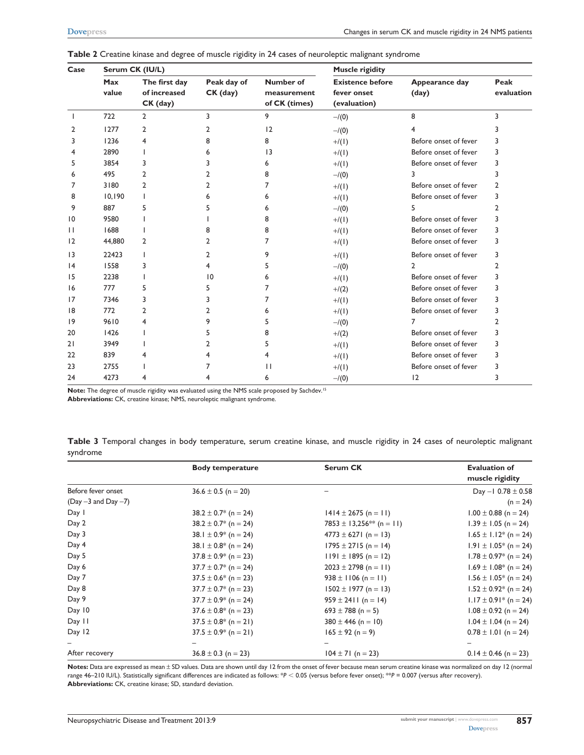**Table 2** Creatine kinase and degree of muscle rigidity in 24 cases of neuroleptic malignant syndrome

| Case | Serum CK (IU/L) | | | | Muscle rigidity | | |
|---|---|---|---|---|---|---|---|
| | Max value | The first day of increased CK (day) | Peak day of CK (day) | Number of measurement of CK (times) | Existence before fever onset (evaluation) | Appearance day (day) | Peak evaluation |
| 1 | 722 | 2 | 3 | 9 | −/(0) | 8 | 3 |
| 2 | 1277 | 2 | 2 | 12 | −/(0) | 4 | 3 |
| 3 | 1236 | 4 | 8 | 8 | +/(1) | Before onset of fever | 3 |
| 4 | 2890 | 1 | 6 | 13 | +/(1) | Before onset of fever | 3 |
| 5 | 3854 | 3 | 3 | 6 | +/(1) | Before onset of fever | 3 |
| 6 | 495 | 2 | 2 | 8 | −/(0) | 3 | 3 |
| 7 | 3180 | 2 | 2 | 7 | +/(1) | Before onset of fever | 2 |
| 8 | 10,190 | 1 | 6 | 6 | +/(1) | Before onset of fever | 3 |
| 9 | 887 | 5 | 5 | 6 | −/(0) | 5 | 2 |
| 10 | 9580 | 1 | 1 | 8 | +/(1) | Before onset of fever | 3 |
| 11 | 1688 | 1 | 8 | 8 | +/(1) | Before onset of fever | 3 |
| 12 | 44,880 | 2 | 2 | 7 | +/(1) | Before onset of fever | 3 |
| 13 | 22423 | 1 | 2 | 9 | +/(1) | Before onset of fever | 3 |
| 14 | 1558 | 3 | 4 | 5 | −/(0) | 2 | 2 |
| 15 | 2238 | 1 | 10 | 6 | +/(1) | Before onset of fever | 3 |
| 16 | 777 | 5 | 5 | 7 | +/(2) | Before onset of fever | 3 |
| 17 | 7346 | 3 | 3 | 7 | +/(1) | Before onset of fever | 3 |
| 18 | 772 | 2 | 2 | 6 | +/(1) | Before onset of fever | 3 |
| 19 | 9610 | 4 | 9 | 5 | −/(0) | 7 | 2 |
| 20 | 1426 | 1 | 5 | 8 | +/(2) | Before onset of fever | 3 |
| 21 | 3949 | 1 | 2 | 5 | +/(1) | Before onset of fever | 3 |
| 22 | 839 | 4 | 4 | 4 | +/(1) | Before onset of fever | 3 |
| 23 | 2755 | 1 | 7 | 11 | +/(1) | Before onset of fever | 3 |
| 24 | 4273 | 4 | 4 | 6 | −/(0) | 12 | 3 |

**Note:** The degree of muscle rigidity was evaluated using the NMS scale proposed by Sachdev.[15]
**Abbreviations:** CK, creatine kinase; NMS, neuroleptic malignant syndrome.

**Table 3** Temporal changes in body temperature, serum creatine kinase, and muscle rigidity in 24 cases of neuroleptic malignant syndrome

| | Body temperature | Serum CK | Evaluation of muscle rigidity |
|---|---|---|---|
| Before fever onset (Day −3 and Day −7) | 36.6 ± 0.5 (n = 20) | – | Day −1 0.78 ± 0.58 (n = 24) |
| Day 1 | 38.2 ± 0.7* (n = 24) | 1414 ± 2675 (n = 11) | 1.00 ± 0.88 (n = 24) |
| Day 2 | 38.2 ± 0.7* (n = 24) | 7853 ± 13,256** (n = 11) | 1.39 ± 1.05 (n = 24) |
| Day 3 | 38.1 ± 0.9* (n = 24) | 4773 ± 6271 (n = 13) | 1.65 ± 1.12* (n = 24) |
| Day 4 | 38.1 ± 0.8* (n = 24) | 1795 ± 2715 (n = 14) | 1.91 ± 1.05* (n = 24) |
| Day 5 | 37.8 ± 0.9* (n = 23) | 1191 ± 1895 (n = 12) | 1.78 ± 0.97* (n = 24) |
| Day 6 | 37.7 ± 0.7* (n = 24) | 2023 ± 2798 (n = 11) | 1.69 ± 1.08* (n = 24) |
| Day 7 | 37.5 ± 0.6* (n = 23) | 938 ± 1106 (n = 11) | 1.56 ± 1.05* (n = 24) |
| Day 8 | 37.7 ± 0.7* (n = 23) | 1502 ± 1977 (n = 13) | 1.52 ± 0.92* (n = 24) |
| Day 9 | 37.7 ± 0.9* (n = 24) | 959 ± 2411 (n = 14) | 1.17 ± 0.91* (n = 24) |
| Day 10 | 37.6 ± 0.8* (n = 23) | 693 ± 788 (n = 5) | 1.08 ± 0.92 (n = 24) |
| Day 11 | 37.5 ± 0.8* (n = 21) | 380 ± 446 (n = 10) | 1.04 ± 1.04 (n = 24) |
| Day 12 | 37.5 ± 0.9* (n = 21) | 165 ± 92 (n = 9) | 0.78 ± 1.01 (n = 24) |
| – | – | – | – |
| After recovery | 36.8 ± 0.3 (n = 23) | 104 ± 71 (n = 23) | 0.14 ± 0.46 (n = 23) |

**Notes:** Data are expressed as mean ± SD values. Data are shown until day 12 from the onset of fever because mean serum creatine kinase was normalized on day 12 (normal range 46–210 IU/L). Statistically significant differences are indicated as follows: *$P < 0.05$ (versus before fever onset); **$P = 0.007$ (versus after recovery).
**Abbreviations:** CK, creatine kinase; SD, standard deviation.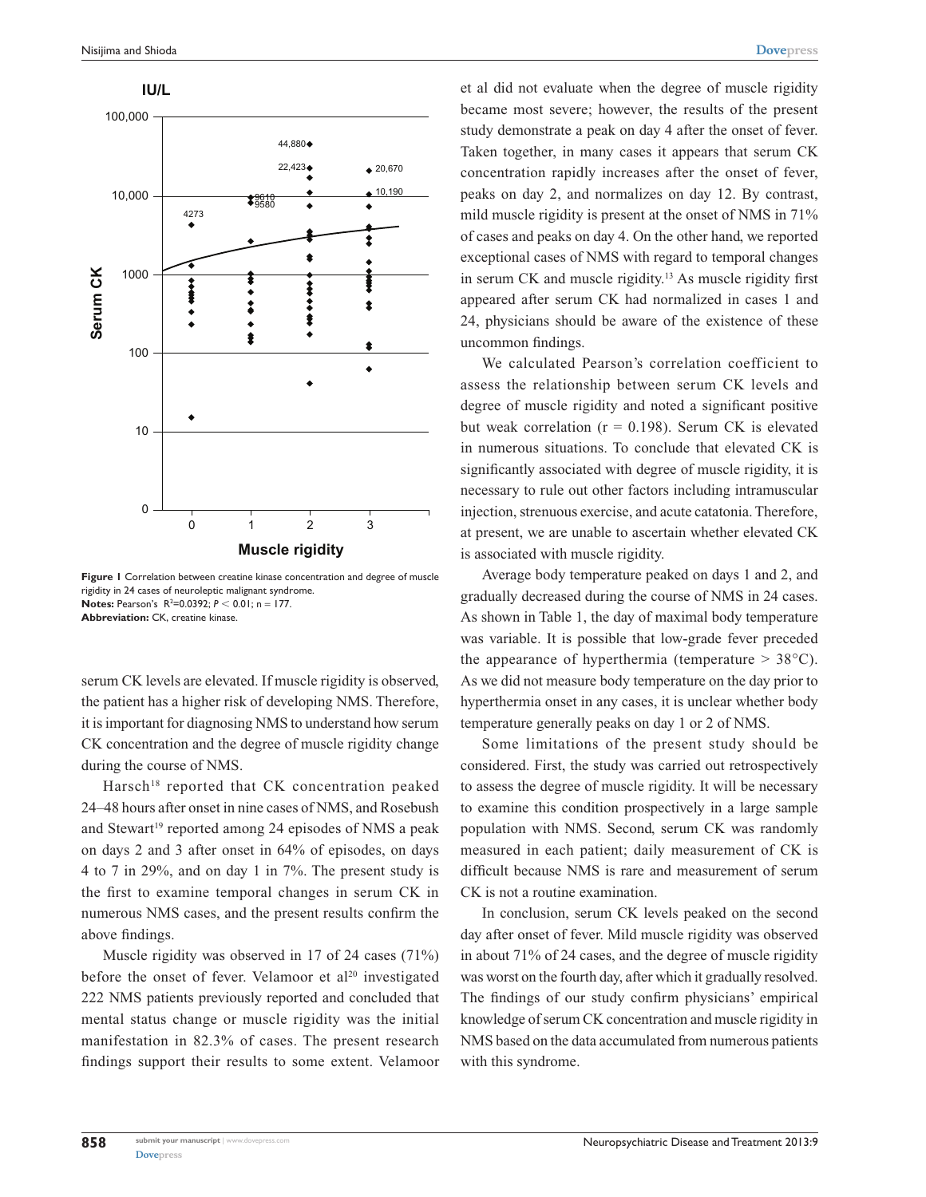**Figure 1** Correlation between creatine kinase concentration and degree of muscle rigidity in 24 cases of neuroleptic malignant syndrome.
**Notes:** Pearson's $R^2=0.0392$; $P < 0.01$; $n = 177$.
**Abbreviation:** CK, creatine kinase.

serum CK levels are elevated. If muscle rigidity is observed, the patient has a higher risk of developing NMS. Therefore, it is important for diagnosing NMS to understand how serum CK concentration and the degree of muscle rigidity change during the course of NMS.

Harsch[18] reported that CK concentration peaked 24–48 hours after onset in nine cases of NMS, and Rosebush and Stewart[19] reported among 24 episodes of NMS a peak on days 2 and 3 after onset in 64% of episodes, on days 4 to 7 in 29%, and on day 1 in 7%. The present study is the first to examine temporal changes in serum CK in numerous NMS cases, and the present results confirm the above findings.

Muscle rigidity was observed in 17 of 24 cases (71%) before the onset of fever. Velamoor et al[20] investigated 222 NMS patients previously reported and concluded that mental status change or muscle rigidity was the initial manifestation in 82.3% of cases. The present research findings support their results to some extent. Velamoor et al did not evaluate when the degree of muscle rigidity became most severe; however, the results of the present study demonstrate a peak on day 4 after the onset of fever. Taken together, in many cases it appears that serum CK concentration rapidly increases after the onset of fever, peaks on day 2, and normalizes on day 12. By contrast, mild muscle rigidity is present at the onset of NMS in 71% of cases and peaks on day 4. On the other hand, we reported exceptional cases of NMS with regard to temporal changes in serum CK and muscle rigidity.[13] As muscle rigidity first appeared after serum CK had normalized in cases 1 and 24, physicians should be aware of the existence of these uncommon findings.

We calculated Pearson's correlation coefficient to assess the relationship between serum CK levels and degree of muscle rigidity and noted a significant positive but weak correlation ($r = 0.198$). Serum CK is elevated in numerous situations. To conclude that elevated CK is significantly associated with degree of muscle rigidity, it is necessary to rule out other factors including intramuscular injection, strenuous exercise, and acute catatonia. Therefore, at present, we are unable to ascertain whether elevated CK is associated with muscle rigidity.

Average body temperature peaked on days 1 and 2, and gradually decreased during the course of NMS in 24 cases. As shown in Table 1, the day of maximal body temperature was variable. It is possible that low-grade fever preceded the appearance of hyperthermia (temperature > 38°C). As we did not measure body temperature on the day prior to hyperthermia onset in any cases, it is unclear whether body temperature generally peaks on day 1 or 2 of NMS.

Some limitations of the present study should be considered. First, the study was carried out retrospectively to assess the degree of muscle rigidity. It will be necessary to examine this condition prospectively in a large sample population with NMS. Second, serum CK was randomly measured in each patient; daily measurement of CK is difficult because NMS is rare and measurement of serum CK is not a routine examination.

In conclusion, serum CK levels peaked on the second day after onset of fever. Mild muscle rigidity was observed in about 71% of 24 cases, and the degree of muscle rigidity was worst on the fourth day, after which it gradually resolved. The findings of our study confirm physicians' empirical knowledge of serum CK concentration and muscle rigidity in NMS based on the data accumulated from numerous patients with this syndrome.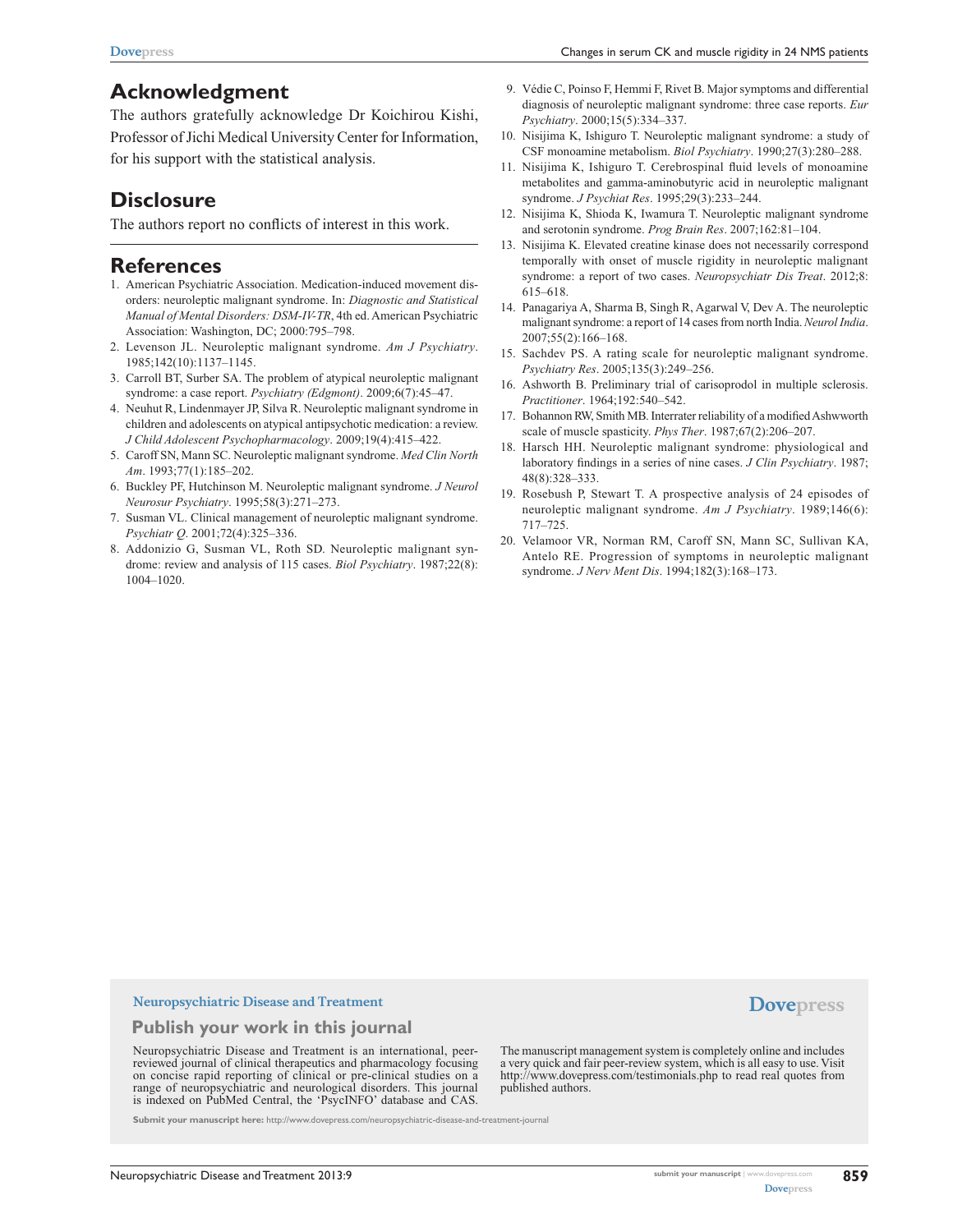## Acknowledgment

The authors gratefully acknowledge Dr Koichirou Kishi, Professor of Jichi Medical University Center for Information, for his support with the statistical analysis.

## Disclosure

The authors report no conflicts of interest in this work.

## References

1. American Psychiatric Association. Medication-induced movement disorders: neuroleptic malignant syndrome. In: *Diagnostic and Statistical Manual of Mental Disorders: DSM-IV-TR*, 4th ed. American Psychiatric Association: Washington, DC; 2000:795–798.
2. Levenson JL. Neuroleptic malignant syndrome. *Am J Psychiatry*. 1985;142(10):1137–1145.
3. Carroll BT, Surber SA. The problem of atypical neuroleptic malignant syndrome: a case report. *Psychiatry (Edgmont)*. 2009;6(7):45–47.
4. Neuhut R, Lindenmayer JP, Silva R. Neuroleptic malignant syndrome in children and adolescents on atypical antipsychotic medication: a review. *J Child Adolescent Psychopharmacology*. 2009;19(4):415–422.
5. Caroff SN, Mann SC. Neuroleptic malignant syndrome. *Med Clin North Am*. 1993;77(1):185–202.
6. Buckley PF, Hutchinson M. Neuroleptic malignant syndrome. *J Neurol Neurosur Psychiatry*. 1995;58(3):271–273.
7. Susman VL. Clinical management of neuroleptic malignant syndrome. *Psychiatr Q*. 2001;72(4):325–336.
8. Addonizio G, Susman VL, Roth SD. Neuroleptic malignant syndrome: review and analysis of 115 cases. *Biol Psychiatry*. 1987;22(8):1004–1020.
9. Védie C, Poinso F, Hemmi F, Rivet B. Major symptoms and differential diagnosis of neuroleptic malignant syndrome: three case reports. *Eur Psychiatry*. 2000;15(5):334–337.
10. Nisijima K, Ishiguro T. Neuroleptic malignant syndrome: a study of CSF monoamine metabolism. *Biol Psychiatry*. 1990;27(3):280–288.
11. Nisijima K, Ishiguro T. Cerebrospinal fluid levels of monoamine metabolites and gamma-aminobutyric acid in neuroleptic malignant syndrome. *J Psychiat Res*. 1995;29(3):233–244.
12. Nisijima K, Shioda K, Iwamura T. Neuroleptic malignant syndrome and serotonin syndrome. *Prog Brain Res*. 2007;162:81–104.
13. Nisijima K. Elevated creatine kinase does not necessarily correspond temporally with onset of muscle rigidity in neuroleptic malignant syndrome: a report of two cases. *Neuropsychiatr Dis Treat*. 2012;8:615–618.
14. Panagariya A, Sharma B, Singh R, Agarwal V, Dev A. The neuroleptic malignant syndrome: a report of 14 cases from north India. *Neurol India*. 2007;55(2):166–168.
15. Sachdev PS. A rating scale for neuroleptic malignant syndrome. *Psychiatry Res*. 2005;135(3):249–256.
16. Ashworth B. Preliminary trial of carisoprodol in multiple sclerosis. *Practitioner*. 1964;192:540–542.
17. Bohannon RW, Smith MB. Interrater reliability of a modified Ashwworth scale of muscle spasticity. *Phys Ther*. 1987;67(2):206–207.
18. Harsch HH. Neuroleptic malignant syndrome: physiological and laboratory findings in a series of nine cases. *J Clin Psychiatry*. 1987;48(8):328–333.
19. Rosebush P, Stewart T. A prospective analysis of 24 episodes of neuroleptic malignant syndrome. *Am J Psychiatry*. 1989;146(6):717–725.
20. Velamoor VR, Norman RM, Caroff SN, Mann SC, Sullivan KA, Antelo RE. Progression of symptoms in neuroleptic malignant syndrome. *J Nerv Ment Dis*. 1994;182(3):168–173.

**Neuropsychiatric Disease and Treatment**

**Publish your work in this journal**

Neuropsychiatric Disease and Treatment is an international, peer-reviewed journal of clinical therapeutics and pharmacology focusing on concise rapid reporting of clinical or pre-clinical studies on a range of neuropsychiatric and neurological disorders. This journal is indexed on PubMed Central, the 'PsycINFO' database and CAS. The manuscript management system is completely online and includes a very quick and fair peer-review system, which is all easy to use. Visit http://www.dovepress.com/testimonials.php to read real quotes from published authors.

**Submit your manuscript here:** http://www.dovepress.com/neuropsychiatric-disease-and-treatment-journal